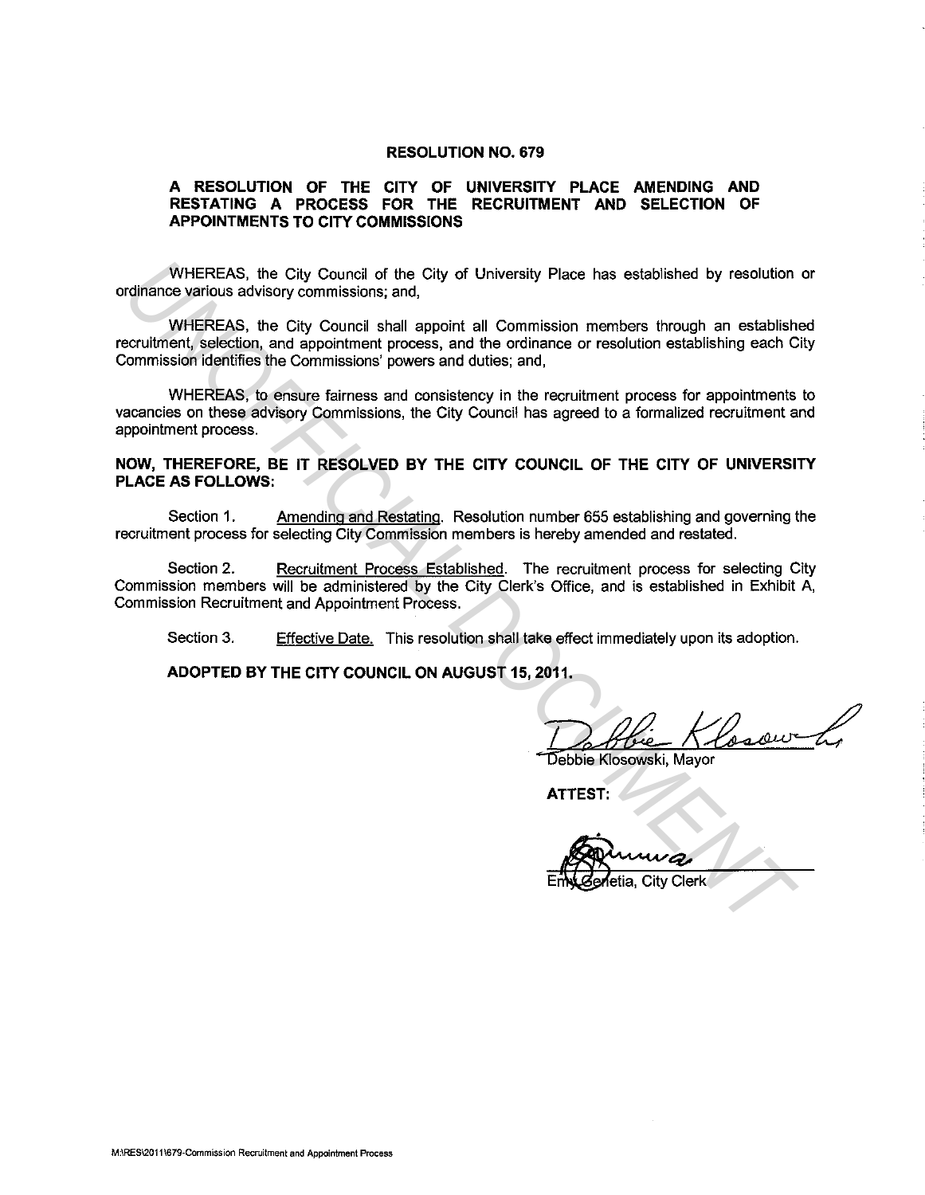# RESOLUTION NO. 679

## A RESOLUTION OF THE CITY OF UNIVERSITY PLACE AMENDING AND RESTATING A PROCESS FOR THE RECRUITMENT AND SELECTION OF APPOINTMENTS TO CITY COMMISSIONS

WHEREAS, the City Council of the City of University Place has established by resolution or ordinance various advisory commissions; and,

WHEREAS, the City Council shall appoint all Commission members through an established recruitment, selection, and appointment process, and the ordinance or resolution establishing each City Commission identifies the Commissions' powers and duties; and,

WHEREAS, to ensure fairness and consistency in the recruitment process for appointments to vacancies on these advisory Commissions, the City Council has agreed to a formalized recruitment and appointment process.

**NOW, THEREFORE, BE IT RESOLVED BY THE CITY COUNCIL OF THE CITY OF UNIVERSITY PLACE AS FOLLOWS:**

Section 1. Amending and Restating. Resolution number 655 establishing and governing the recruitment process for selecting City Commission members is hereby amended and restated.

Section 2. Recruitment Process Established. The recruitment process for selecting City Commission members will be administered by the City Clerk's Office, and is established in Exhibit A, Commission Recruitment and Appointment Process.

Section 3. Effective Date. This resolution shall take effect immediately upon its adoption.

**ADOPTED BY THE CITY COUNCIL ON AUGUST 15, 2011.**

Debbie Klosowski, Mayor

**ATTEST:**

Emy Genetia, City Clerk

M:\RES\2011\679-Commission Recruitment and Appointment Process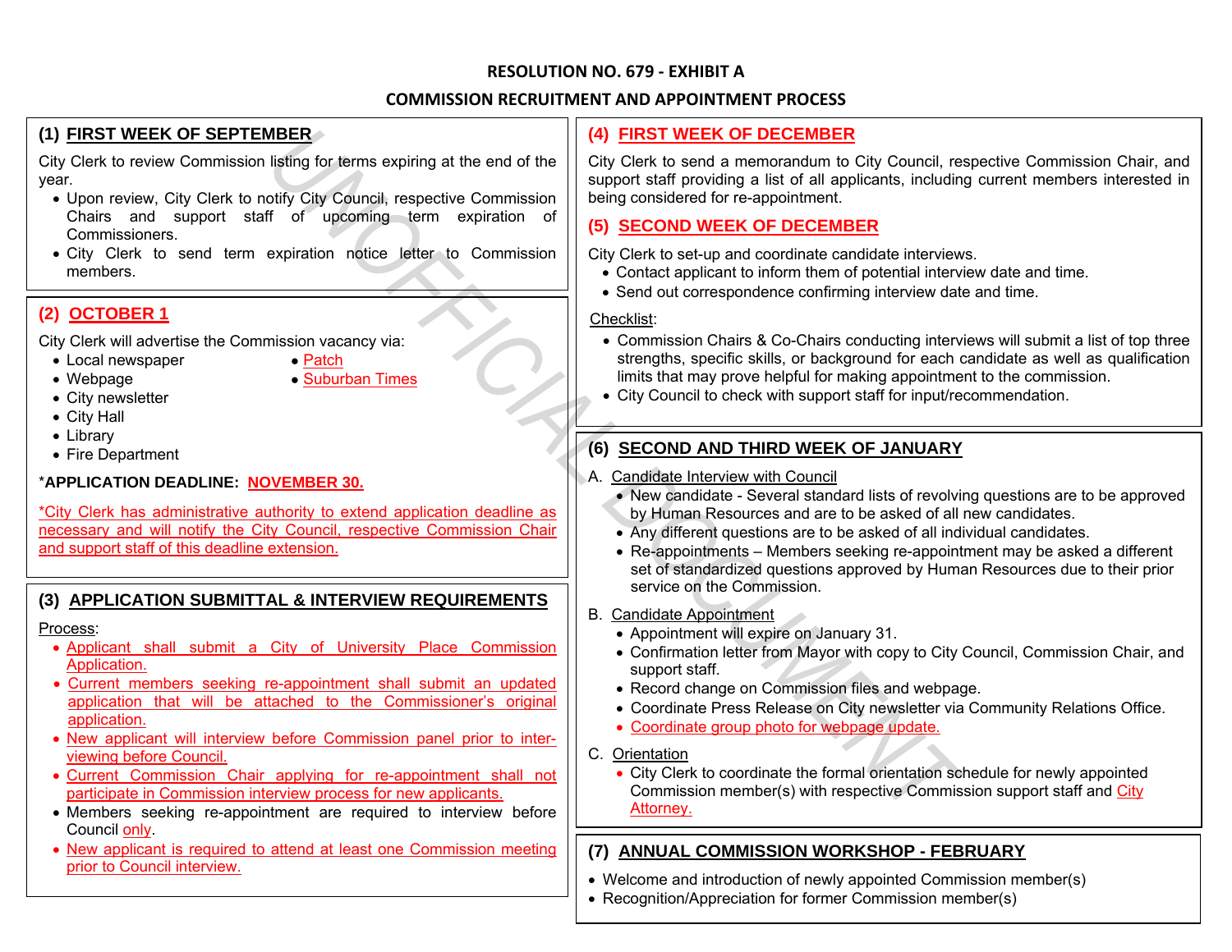# RESOLUTION NO. 679 - EXHIBIT A

## COMMISSION RECRUITMENT AND APPOINTMENT PROCESS

### (1) FIRST WEEK OF SEPTEMBER

City Clerk to review Commission listing for terms expiring at the end of the year.

- Upon review, City Clerk to notify City Council, respective Commission Chairs and support staff of upcoming term expiration of Commissioners.
- City Clerk to send term expiration notice letter to Commission members.

### (2) OCTOBER 1

City Clerk will advertise the Commission vacancy via:

- Local newspaper
- Webpage
- City newsletter
- City Hall
- Library
- Fire Department
- Patch
- Suburban Times

***APPLICATION DEADLINE: NOVEMBER 30.**

*City Clerk has administrative authority to extend application deadline as necessary and will notify the City Council, respective Commission Chair and support staff of this deadline extension.

### (3) APPLICATION SUBMITTAL & INTERVIEW REQUIREMENTS

Process:

- Applicant shall submit a City of University Place Commission Application.
- Current members seeking re-appointment shall submit an updated application that will be attached to the Commissioner's original application.
- New applicant will interview before Commission panel prior to interviewing before Council.
- Current Commission Chair applying for re-appointment shall not participate in Commission interview process for new applicants.
- Members seeking re-appointment are required to interview before Council only.
- New applicant is required to attend at least one Commission meeting prior to Council interview.

### (4) FIRST WEEK OF DECEMBER

City Clerk to send a memorandum to City Council, respective Commission Chair, and support staff providing a list of all applicants, including current members interested in being considered for re-appointment.

### (5) SECOND WEEK OF DECEMBER

City Clerk to set-up and coordinate candidate interviews.

- Contact applicant to inform them of potential interview date and time.
- Send out correspondence confirming interview date and time.

Checklist:

- Commission Chairs & Co-Chairs conducting interviews will submit a list of top three strengths, specific skills, or background for each candidate as well as qualification limits that may prove helpful for making appointment to the commission.
- City Council to check with support staff for input/recommendation.

### (6) SECOND AND THIRD WEEK OF JANUARY

A. Candidate Interview with Council

- New candidate - Several standard lists of revolving questions are to be approved by Human Resources and are to be asked of all new candidates.
- Any different questions are to be asked of all individual candidates.
- Re-appointments – Members seeking re-appointment may be asked a different set of standardized questions approved by Human Resources due to their prior service on the Commission.

B. Candidate Appointment

- Appointment will expire on January 31.
- Confirmation letter from Mayor with copy to City Council, Commission Chair, and support staff.
- Record change on Commission files and webpage.
- Coordinate Press Release on City newsletter via Community Relations Office.
- Coordinate group photo for webpage update.

C. Orientation

- City Clerk to coordinate the formal orientation schedule for newly appointed Commission member(s) with respective Commission support staff and City Attorney.

### (7) ANNUAL COMMISSION WORKSHOP - FEBRUARY

- Welcome and introduction of newly appointed Commission member(s)
- Recognition/Appreciation for former Commission member(s)